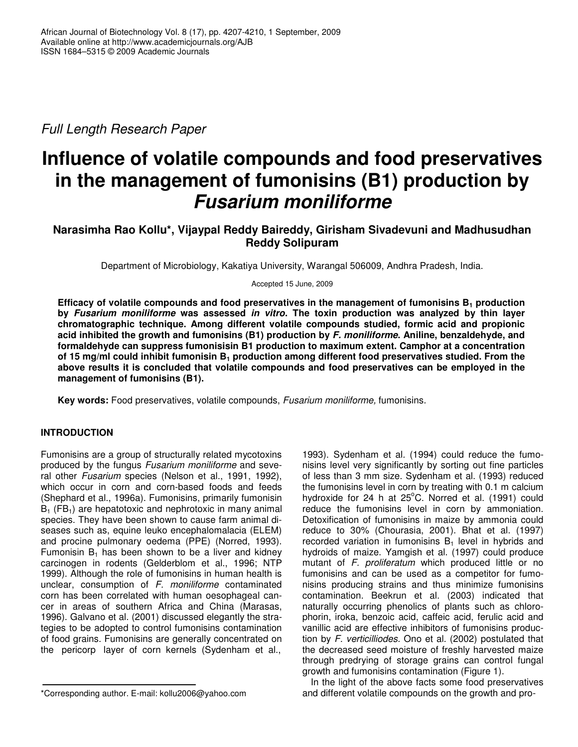*Full Length Research Paper*

# Influence of volatile compounds and food preservatives in the management of fumonisins (B1) production by *Fusarium moniliforme*

**Narasimha Rao Kollu*, Vijaypal Reddy Baireddy, Girisham Sivadevuni and Madhusudhan Reddy Solipuram**

Department of Microbiology, Kakatiya University, Warangal 506009, Andhra Pradesh, India.

Accepted 15 June, 2009

**Efficacy of volatile compounds and food preservatives in the management of fumonisins $B_1$ production by *Fusarium moniliforme* was assessed *in vitro*. The toxin production was analyzed by thin layer chromatographic technique. Among different volatile compounds studied, formic acid and propionic acid inhibited the growth and fumonisins (B1) production by *F. moniliforme*. Aniline, benzaldehyde, and formaldehyde can suppress fumonisisin B1 production to maximum extent. Camphor at a concentration of 15 mg/ml could inhibit fumonisin $B_1$ production among different food preservatives studied. From the above results it is concluded that volatile compounds and food preservatives can be employed in the management of fumonisins (B1).**

**Key words:** Food preservatives, volatile compounds, *Fusarium moniliforme,* fumonisins.

## INTRODUCTION

Fumonisins are a group of structurally related mycotoxins produced by the fungus *Fusarium moniliforme* and several other *Fusarium* species (Nelson et al., 1991, 1992), which occur in corn and corn-based foods and feeds (Shephard et al., 1996a). Fumonisins, primarily fumonisin $B_1$ ($FB_1$) are hepatotoxic and nephrotoxic in many animal species. They have been shown to cause farm animal diseases such as, equine leuko encephalomalacia (ELEM) and procine pulmonary oedema (PPE) (Norred, 1993). Fumonisin $B_1$ has been shown to be a liver and kidney carcinogen in rodents (Gelderblom et al., 1996; NTP 1999). Although the role of fumonisins in human health is unclear, consumption of *F. moniliforme* contaminated corn has been correlated with human oesophageal cancer in areas of southern Africa and China (Marasas, 1996). Galvano et al. (2001) discussed elegantly the strategies to be adopted to control fumonisins contamination of food grains. Fumonisins are generally concentrated on the pericorp layer of corn kernels (Sydenham et al., 1993). Sydenham et al. (1994) could reduce the fumonisins level very significantly by sorting out fine particles of less than 3 mm size. Sydenham et al. (1993) reduced the fumonisins level in corn by treating with 0.1 m calcium hydroxide for 24 h at 25°C. Norred et al. (1991) could reduce the fumonisins level in corn by ammoniation. Detoxification of fumonisins in maize by ammonia could reduce to 30% (Chourasia, 2001). Bhat et al. (1997) recorded variation in fumonisins $B_1$ level in hybrids and hydroids of maize. Yamgish et al. (1997) could produce mutant of *F. proliferatum* which produced little or no fumonisins and can be used as a competitor for fumonisins producing strains and thus minimize fumonisins contamination. Beekrun et al. (2003) indicated that naturally occurring phenolics of plants such as chlorophorin, iroka, benzoic acid, caffeic acid, ferulic acid and vanillic acid are effective inhibitors of fumonisins production by *F. verticilliodes.* Ono et al. (2002) postulated that the decreased seed moisture of freshly harvested maize through predrying of storage grains can control fungal growth and fumonisins contamination (Figure 1).

In the light of the above facts some food preservatives and different volatile compounds on the growth and pro-

*Corresponding author. E-mail: kollu2006@yahoo.com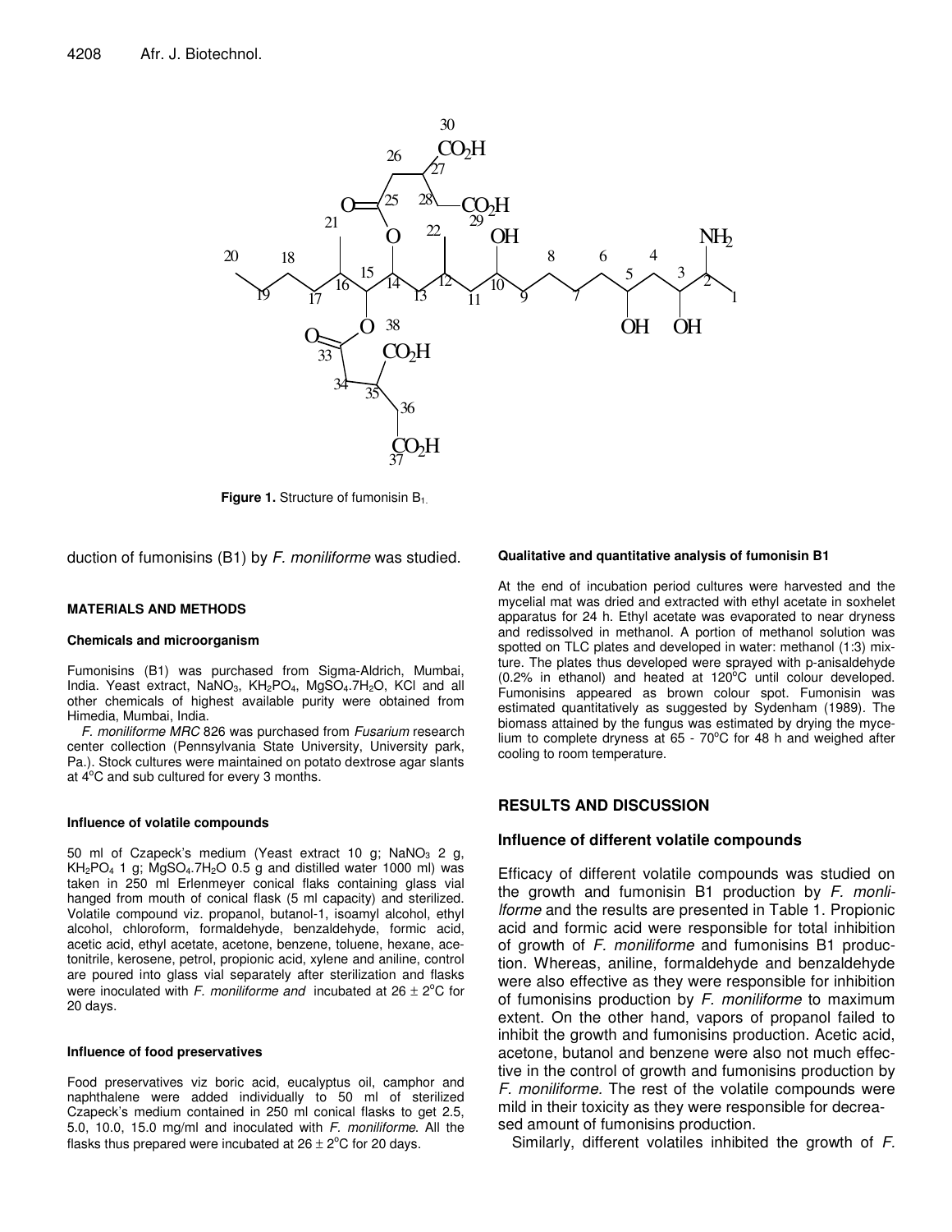Figure 1. Structure of fumonisin $B_1$.

duction of fumonisins (B1) by *F. moniliforme* was studied.

## MATERIALS AND METHODS

### Chemicals and microorganism

Fumonisins (B1) was purchased from Sigma-Aldrich, Mumbai, India. Yeast extract, $NaNO_3$, $KH_2PO_4$, $MgSO_4.7H_2O$, KCl and all other chemicals of highest available purity were obtained from Himedia, Mumbai, India.

*F. moniliforme MRC* 826 was purchased from *Fusarium* research center collection (Pennsylvania State University, University park, Pa.). Stock cultures were maintained on potato dextrose agar slants at 4°C and sub cultured for every 3 months.

### Influence of volatile compounds

50 ml of Czapeck's medium (Yeast extract 10 g; $NaNO_3$ 2 g, $KH_2PO_4$ 1 g; $MgSO_4.7H_2O$ 0.5 g and distilled water 1000 ml) was taken in 250 ml Erlenmeyer conical flaks containing glass vial hanged from mouth of conical flask (5 ml capacity) and sterilized. Volatile compound viz. propanol, butanol-1, isoamyl alcohol, ethyl alcohol, chloroform, formaldehyde, benzaldehyde, formic acid, acetic acid, ethyl acetate, acetone, benzene, toluene, hexane, acetonitrile, kerosene, petrol, propionic acid, xylene and aniline, control are poured into glass vial separately after sterilization and flasks were inoculated with *F. moniliforme and* incubated at 26 ± 2°C for 20 days.

### Influence of food preservatives

Food preservatives viz boric acid, eucalyptus oil, camphor and naphthalene were added individually to 50 ml of sterilized Czapeck's medium in 250 ml conical flasks to get 2.5, 5.0, 10.0, 15.0 mg/ml and inoculated with *F. moniliforme*. All the flasks thus prepared were incubated at 26 ± 2°C for 20 days.

### Qualitative and quantitative analysis of fumonisin B1

At the end of incubation period cultures were harvested and the mycelial mat was dried and extracted with ethyl acetate in soxhelet apparatus for 24 h. Ethyl acetate was evaporated to near dryness and redissolved in methanol. A portion of methanol solution was spotted on TLC plates and developed in water: methanol (1:3) mixture. The plates thus developed were sprayed with p-anisaldehyde (0.2% in ethanol) and heated at 120°C until colour developed. Fumonisins appeared as brown colour spot. Fumonisin was estimated quantitatively as suggested by Sydenham (1989). The biomass attained by the fungus was estimated by drying the mycelium to complete dryness at 65 - 70°C for 48 h and weighed after cooling to room temperature.

## RESULTS AND DISCUSSION

### Influence of different volatile compounds

Efficacy of different volatile compounds was studied on the growth and fumonisin B1 production by *F. monliIforme* and the results are presented in Table 1. Propionic acid and formic acid were responsible for total inhibition of growth of *F. moniliforme* and fumonisins B1 production. Whereas, aniline, formaldehyde and benzaldehyde were also effective as they were responsible for inhibition of fumonisins production by *F. moniliforme* to maximum extent. On the other hand, vapors of propanol failed to inhibit the growth and fumonisins production. Acetic acid, acetone, butanol and benzene were also not much effective in the control of growth and fumonisins production by *F. moniliforme.* The rest of the volatile compounds were mild in their toxicity as they were responsible for decreased amount of fumonisins production.

Similarly, different volatiles inhibited the growth of *F.*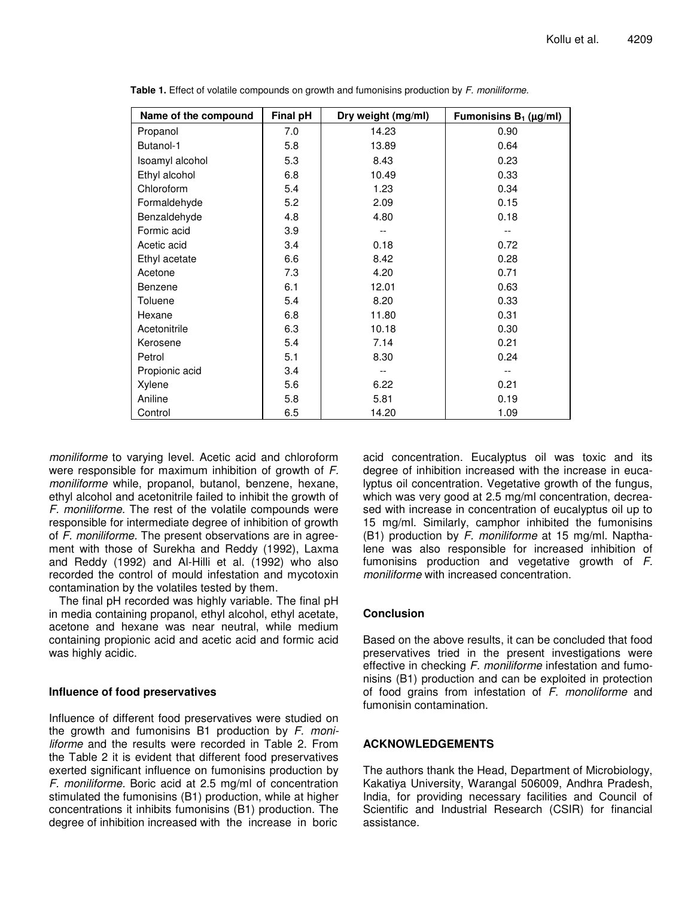**Table 1.** Effect of volatile compounds on growth and fumonisins production by *F. moniliforme.*

| Name of the compound | Final pH | Dry weight (mg/ml) | Fumonisins $B_1$ (µg/ml) |
|---|---|---|---|
| Propanol | 7.0 | 14.23 | 0.90 |
| Butanol-1 | 5.8 | 13.89 | 0.64 |
| Isoamyl alcohol | 5.3 | 8.43 | 0.23 |
| Ethyl alcohol | 6.8 | 10.49 | 0.33 |
| Chloroform | 5.4 | 1.23 | 0.34 |
| Formaldehyde | 5.2 | 2.09 | 0.15 |
| Benzaldehyde | 4.8 | 4.80 | 0.18 |
| Formic acid | 3.9 | -- | -- |
| Acetic acid | 3.4 | 0.18 | 0.72 |
| Ethyl acetate | 6.6 | 8.42 | 0.28 |
| Acetone | 7.3 | 4.20 | 0.71 |
| Benzene | 6.1 | 12.01 | 0.63 |
| Toluene | 5.4 | 8.20 | 0.33 |
| Hexane | 6.8 | 11.80 | 0.31 |
| Acetonitrile | 6.3 | 10.18 | 0.30 |
| Kerosene | 5.4 | 7.14 | 0.21 |
| Petrol | 5.1 | 8.30 | 0.24 |
| Propionic acid | 3.4 | -- | -- |
| Xylene | 5.6 | 6.22 | 0.21 |
| Aniline | 5.8 | 5.81 | 0.19 |
| Control | 6.5 | 14.20 | 1.09 |

*moniliforme* to varying level. Acetic acid and chloroform were responsible for maximum inhibition of growth of *F. moniliforme* while, propanol, butanol, benzene, hexane, ethyl alcohol and acetonitrile failed to inhibit the growth of *F. moniliforme.* The rest of the volatile compounds were responsible for intermediate degree of inhibition of growth of *F. moniliforme*. The present observations are in agreement with those of Surekha and Reddy (1992), Laxma and Reddy (1992) and Al-Hilli et al. (1992) who also recorded the control of mould infestation and mycotoxin contamination by the volatiles tested by them.

The final pH recorded was highly variable. The final pH in media containing propanol, ethyl alcohol, ethyl acetate, acetone and hexane was near neutral, while medium containing propionic acid and acetic acid and formic acid was highly acidic.

### Influence of food preservatives

Influence of different food preservatives were studied on the growth and fumonisins B1 production by *F. moniliforme* and the results were recorded in Table 2. From the Table 2 it is evident that different food preservatives exerted significant influence on fumonisins production by *F. moniliforme*. Boric acid at 2.5 mg/ml of concentration stimulated the fumonisins (B1) production, while at higher concentrations it inhibits fumonisins (B1) production. The degree of inhibition increased with the increase in boric acid concentration. Eucalyptus oil was toxic and its degree of inhibition increased with the increase in eucalyptus oil concentration. Vegetative growth of the fungus, which was very good at 2.5 mg/ml concentration, decreased with increase in concentration of eucalyptus oil up to 15 mg/ml. Similarly, camphor inhibited the fumonisins (B1) production by *F. moniliforme* at 15 mg/ml. Napthalene was also responsible for increased inhibition of fumonisins production and vegetative growth of *F. moniliforme* with increased concentration.

## Conclusion

Based on the above results, it can be concluded that food preservatives tried in the present investigations were effective in checking *F. moniliforme* infestation and fumonisins (B1) production and can be exploited in protection of food grains from infestation of *F. monoliforme* and fumonisin contamination.

## ACKNOWLEDGEMENTS

The authors thank the Head, Department of Microbiology, Kakatiya University, Warangal 506009, Andhra Pradesh, India, for providing necessary facilities and Council of Scientific and Industrial Research (CSIR) for financial assistance.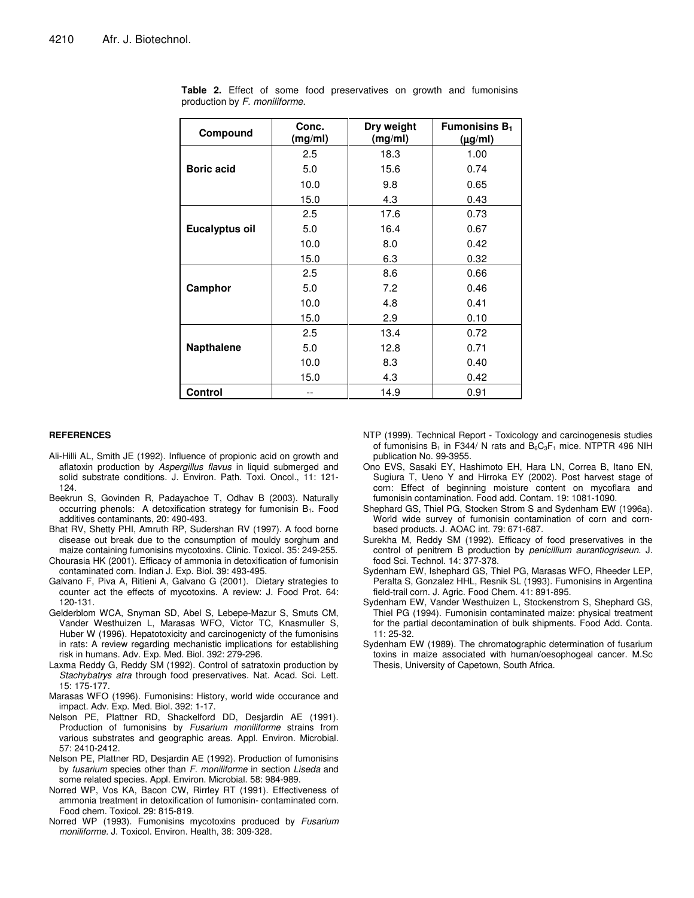**Table 2.** Effect of some food preservatives on growth and fumonisins production by *F. moniliforme.*

| Compound | Conc. (mg/ml) | Dry weight (mg/ml) | Fumonisins $B_1$ (μg/ml) |
|---|---|---|---|
| **Boric acid** | 2.5 | 18.3 | 1.00 |
| | 5.0 | 15.6 | 0.74 |
| | 10.0 | 9.8 | 0.65 |
| | 15.0 | 4.3 | 0.43 |
| **Eucalyptus oil** | 2.5 | 17.6 | 0.73 |
| | 5.0 | 16.4 | 0.67 |
| | 10.0 | 8.0 | 0.42 |
| | 15.0 | 6.3 | 0.32 |
| **Camphor** | 2.5 | 8.6 | 0.66 |
| | 5.0 | 7.2 | 0.46 |
| | 10.0 | 4.8 | 0.41 |
| | 15.0 | 2.9 | 0.10 |
| **Napthalene** | 2.5 | 13.4 | 0.72 |
| | 5.0 | 12.8 | 0.71 |
| | 10.0 | 8.3 | 0.40 |
| | 15.0 | 4.3 | 0.42 |
| **Control** | -- | 14.9 | 0.91 |

## REFERENCES

Ali-Hilli AL, Smith JE (1992). Influence of propionic acid on growth and aflatoxin production by *Aspergillus flavus* in liquid submerged and solid substrate conditions. J. Environ. Path. Toxi. Oncol., 11: 121-124.

Beekrun S, Govinden R, Padayachoe T, Odhav B (2003). Naturally occurring phenols: A detoxification strategy for fumonisin $B_1$. Food additives contaminants, 20: 490-493.

Bhat RV, Shetty PHI, Amruth RP, Sudershan RV (1997). A food borne disease out break due to the consumption of mouldy sorghum and maize containing fumonisins mycotoxins. Clinic. Toxicol. 35: 249-255.

Chourasia HK (2001). Efficacy of ammonia in detoxification of fumonisin contaminated corn. Indian J. Exp. Biol. 39: 493-495.

Galvano F, Piva A, Ritieni A, Galvano G (2001). Dietary strategies to counter act the effects of mycotoxins. A review: J. Food Prot. 64: 120-131.

Gelderblom WCA, Snyman SD, Abel S, Lebepe-Mazur S, Smuts CM, Vander Westhuizen L, Marasas WFO, Victor TC, Knasmuller S, Huber W (1996). Hepatotoxicity and carcinogenicty of the fumonisins in rats: A review regarding mechanistic implications for establishing risk in humans. Adv. Exp. Med. Biol. 392: 279-296.

Laxma Reddy G, Reddy SM (1992). Control of satratoxin production by *Stachybatrys atra* through food preservatives. Nat. Acad. Sci. Lett. 15: 175-177.

Marasas WFO (1996). Fumonisins: History, world wide occurance and impact. Adv. Exp. Med. Biol. 392: 1-17.

Nelson PE, Plattner RD, Shackelford DD, Desjardin AE (1991). Production of fumonisins by *Fusarium moniliforme* strains from various substrates and geographic areas. Appl. Environ. Microbial. 57: 2410-2412.

Nelson PE, Plattner RD, Desjardin AE (1992). Production of fumonisins by *fusarium* species other than *F. moniliforme* in section *Liseda* and some related species. Appl. Environ. Microbial. 58: 984-989.

Norred WP, Vos KA, Bacon CW, Rirrley RT (1991). Effectiveness of ammonia treatment in detoxification of fumonisin- contaminated corn. Food chem. Toxicol. 29: 815-819.

Norred WP (1993). Fumonisins mycotoxins produced by *Fusarium moniliforme*. J. Toxicol. Environ. Health, 38: 309-328.

NTP (1999). Technical Report - Toxicology and carcinogenesis studies of fumonisins $B_1$ in F344/ N rats and $B_6C_3F_1$ mice. NTPTR 496 NIH publication No. 99-3955.

Ono EVS, Sasaki EY, Hashimoto EH, Hara LN, Correa B, Itano EN, Sugiura T, Ueno Y and Hirroka EY (2002). Post harvest stage of corn: Effect of beginning moisture content on mycoflara and fumonisin contamination. Food add. Contam. 19: 1081-1090.

Shephard GS, Thiel PG, Stocken Strom S and Sydenham EW (1996a). World wide survey of fumonisin contamination of corn and corn-based products. J. AOAC int. 79: 671-687.

Surekha M, Reddy SM (1992). Efficacy of food preservatives in the control of penitrem B production by *penicillium aurantiogriseun*. J. food Sci. Technol. 14: 377-378.

Sydenham EW, Ishephard GS, Thiel PG, Marasas WFO, Rheeder LEP, Peralta S, Gonzalez HHL, Resnik SL (1993). Fumonisins in Argentina field-trail corn. J. Agric. Food Chem. 41: 891-895.

Sydenham EW, Vander Westhuizen L, Stockenstrom S, Shephard GS, Thiel PG (1994). Fumonisin contaminated maize: physical treatment for the partial decontamination of bulk shipments. Food Add. Conta. 11: 25-32.

Sydenham EW (1989). The chromatographic determination of fusarium toxins in maize associated with human/oesophogeal cancer. M.Sc Thesis, University of Capetown, South Africa.